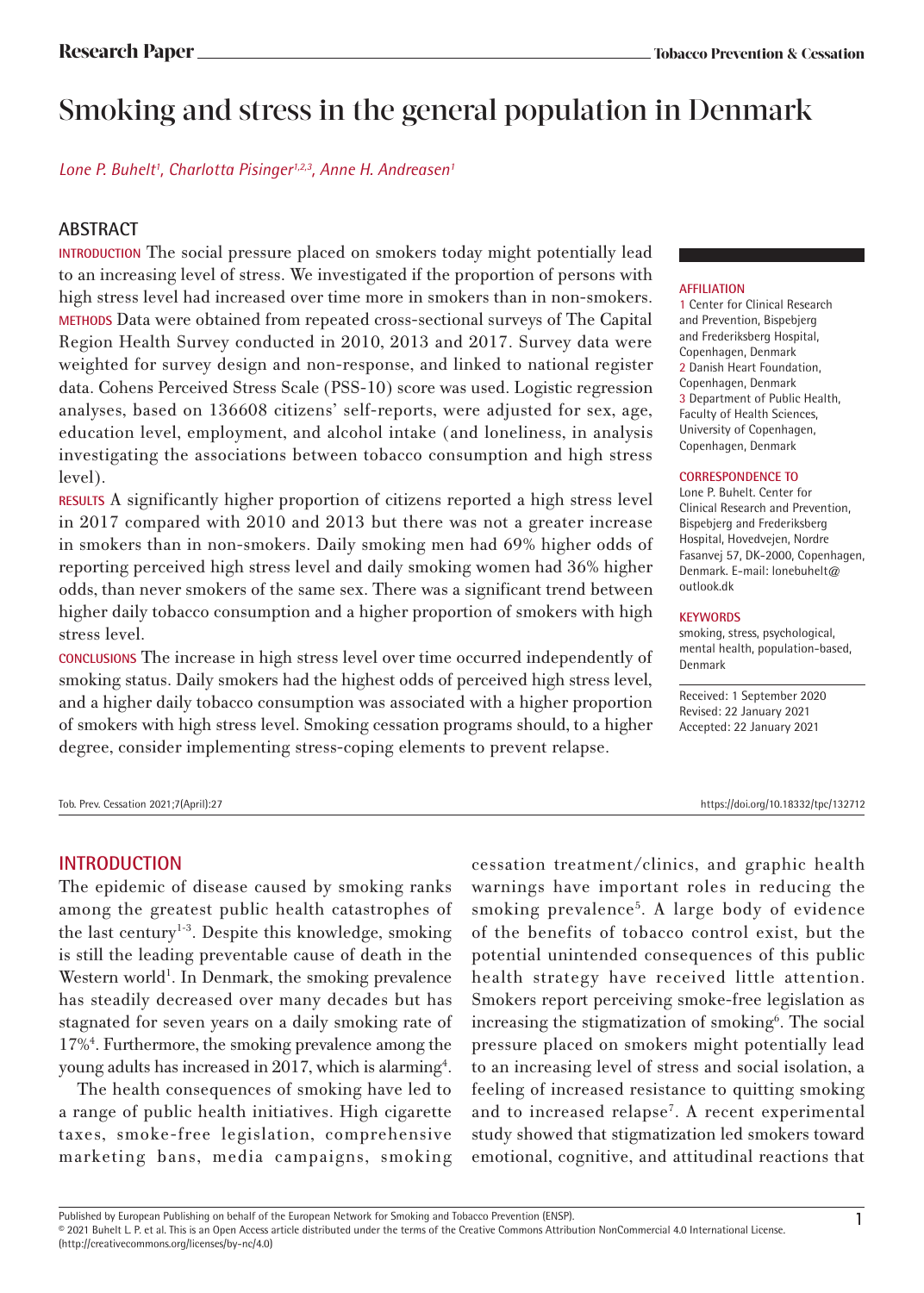# Smoking and stress in the general population in Denmark

*Lone P. Buhelt[1], Charlotta Pisinger[1,2,3], Anne H. Andreasen[1]*

## ABSTRACT

**INTRODUCTION** The social pressure placed on smokers today might potentially lead to an increasing level of stress. We investigated if the proportion of persons with high stress level had increased over time more in smokers than in non-smokers.

**METHODS** Data were obtained from repeated cross-sectional surveys of The Capital Region Health Survey conducted in 2010, 2013 and 2017. Survey data were weighted for survey design and non-response, and linked to national register data. Cohens Perceived Stress Scale (PSS-10) score was used. Logistic regression analyses, based on 136608 citizens' self-reports, were adjusted for sex, age, education level, employment, and alcohol intake (and loneliness, in analysis investigating the associations between tobacco consumption and high stress level).

**RESULTS** A significantly higher proportion of citizens reported a high stress level in 2017 compared with 2010 and 2013 but there was not a greater increase in smokers than in non-smokers. Daily smoking men had 69% higher odds of reporting perceived high stress level and daily smoking women had 36% higher odds, than never smokers of the same sex. There was a significant trend between higher daily tobacco consumption and a higher proportion of smokers with high stress level.

**CONCLUSIONS** The increase in high stress level over time occurred independently of smoking status. Daily smokers had the highest odds of perceived high stress level, and a higher daily tobacco consumption was associated with a higher proportion of smokers with high stress level. Smoking cessation programs should, to a higher degree, consider implementing stress-coping elements to prevent relapse.

**AFFILIATION**
1 Center for Clinical Research and Prevention, Bispebjerg and Frederiksberg Hospital, Copenhagen, Denmark
2 Danish Heart Foundation, Copenhagen, Denmark
3 Department of Public Health, Faculty of Health Sciences, University of Copenhagen, Copenhagen, Denmark

**CORRESPONDENCE TO**
Lone P. Buhelt. Center for Clinical Research and Prevention, Bispebjerg and Frederiksberg Hospital, Hovedvejen, Nordre Fasanvej 57, DK-2000, Copenhagen, Denmark. E-mail: lonebuhelt@outlook.dk

**KEYWORDS**
smoking, stress, psychological, mental health, population-based, Denmark

Received: 1 September 2020
Revised: 22 January 2021
Accepted: 22 January 2021

Tob. Prev. Cessation 2021;7(April):27 https://doi.org/10.18332/tpc/132712

## INTRODUCTION

The epidemic of disease caused by smoking ranks among the greatest public health catastrophes of the last century[1-3]. Despite this knowledge, smoking is still the leading preventable cause of death in the Western world[1]. In Denmark, the smoking prevalence has steadily decreased over many decades but has stagnated for seven years on a daily smoking rate of 17%[4]. Furthermore, the smoking prevalence among the young adults has increased in 2017, which is alarming[4].

The health consequences of smoking have led to a range of public health initiatives. High cigarette taxes, smoke-free legislation, comprehensive marketing bans, media campaigns, smoking cessation treatment/clinics, and graphic health warnings have important roles in reducing the smoking prevalence[5]. A large body of evidence of the benefits of tobacco control exist, but the potential unintended consequences of this public health strategy have received little attention. Smokers report perceiving smoke-free legislation as increasing the stigmatization of smoking[6]. The social pressure placed on smokers might potentially lead to an increasing level of stress and social isolation, a feeling of increased resistance to quitting smoking and to increased relapse[7]. A recent experimental study showed that stigmatization led smokers toward emotional, cognitive, and attitudinal reactions that

Published by European Publishing on behalf of the European Network for Smoking and Tobacco Prevention (ENSP).
© 2021 Buhelt L. P. et al. This is an Open Access article distributed under the terms of the Creative Commons Attribution NonCommercial 4.0 International License. (http://creativecommons.org/licenses/by-nc/4.0)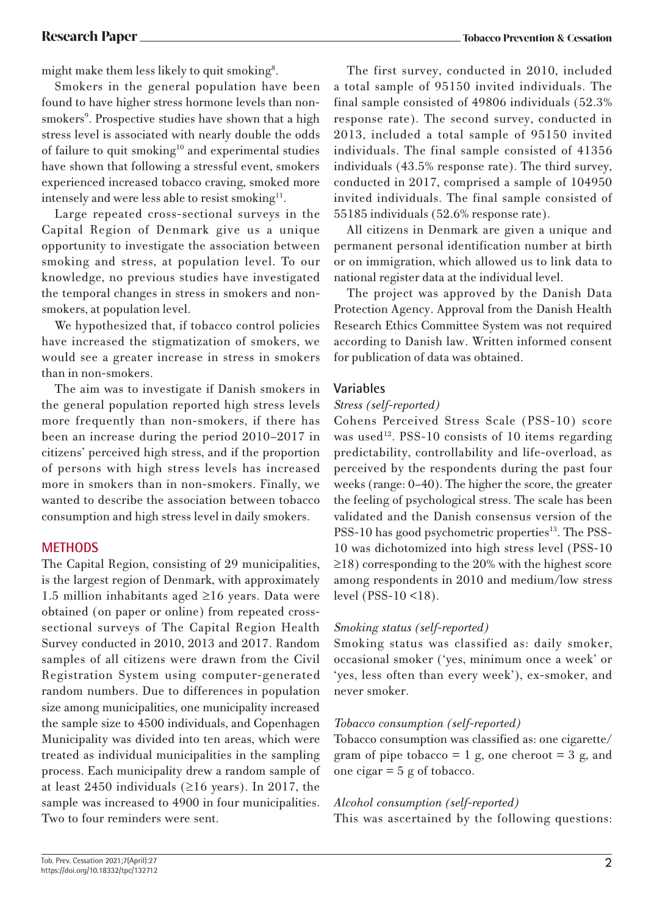might make them less likely to quit smoking[8].

Smokers in the general population have been found to have higher stress hormone levels than non-smokers[9]. Prospective studies have shown that a high stress level is associated with nearly double the odds of failure to quit smoking[10] and experimental studies have shown that following a stressful event, smokers experienced increased tobacco craving, smoked more intensely and were less able to resist smoking[11].

Large repeated cross-sectional surveys in the Capital Region of Denmark give us a unique opportunity to investigate the association between smoking and stress, at population level. To our knowledge, no previous studies have investigated the temporal changes in stress in smokers and non-smokers, at population level.

We hypothesized that, if tobacco control policies have increased the stigmatization of smokers, we would see a greater increase in stress in smokers than in non-smokers.

The aim was to investigate if Danish smokers in the general population reported high stress levels more frequently than non-smokers, if there has been an increase during the period 2010–2017 in citizens' perceived high stress, and if the proportion of persons with high stress levels has increased more in smokers than in non-smokers. Finally, we wanted to describe the association between tobacco consumption and high stress level in daily smokers.

## METHODS

The Capital Region, consisting of 29 municipalities, is the largest region of Denmark, with approximately 1.5 million inhabitants aged ≥16 years. Data were obtained (on paper or online) from repeated cross-sectional surveys of The Capital Region Health Survey conducted in 2010, 2013 and 2017. Random samples of all citizens were drawn from the Civil Registration System using computer-generated random numbers. Due to differences in population size among municipalities, one municipality increased the sample size to 4500 individuals, and Copenhagen Municipality was divided into ten areas, which were treated as individual municipalities in the sampling process. Each municipality drew a random sample of at least 2450 individuals (≥16 years). In 2017, the sample was increased to 4900 in four municipalities. Two to four reminders were sent.

The first survey, conducted in 2010, included a total sample of 95150 invited individuals. The final sample consisted of 49806 individuals (52.3% response rate). The second survey, conducted in 2013, included a total sample of 95150 invited individuals. The final sample consisted of 41356 individuals (43.5% response rate). The third survey, conducted in 2017, comprised a sample of 104950 invited individuals. The final sample consisted of 55185 individuals (52.6% response rate).

All citizens in Denmark are given a unique and permanent personal identification number at birth or on immigration, which allowed us to link data to national register data at the individual level.

The project was approved by the Danish Data Protection Agency. Approval from the Danish Health Research Ethics Committee System was not required according to Danish law. Written informed consent for publication of data was obtained.

### Variables

*Stress (self-reported)*

Cohens Perceived Stress Scale (PSS-10) score was used[12]. PSS-10 consists of 10 items regarding predictability, controllability and life-overload, as perceived by the respondents during the past four weeks (range: 0–40). The higher the score, the greater the feeling of psychological stress. The scale has been validated and the Danish consensus version of the PSS-10 has good psychometric properties[13]. The PSS-10 was dichotomized into high stress level (PSS-10 ≥18) corresponding to the 20% with the highest score among respondents in 2010 and medium/low stress level (PSS-10 <18).

*Smoking status (self-reported)*

Smoking status was classified as: daily smoker, occasional smoker ('yes, minimum once a week' or 'yes, less often than every week'), ex-smoker, and never smoker.

*Tobacco consumption (self-reported)*

Tobacco consumption was classified as: one cigarette/gram of pipe tobacco = 1 g, one cheroot = 3 g, and one cigar = 5 g of tobacco.

*Alcohol consumption (self-reported)*

This was ascertained by the following questions: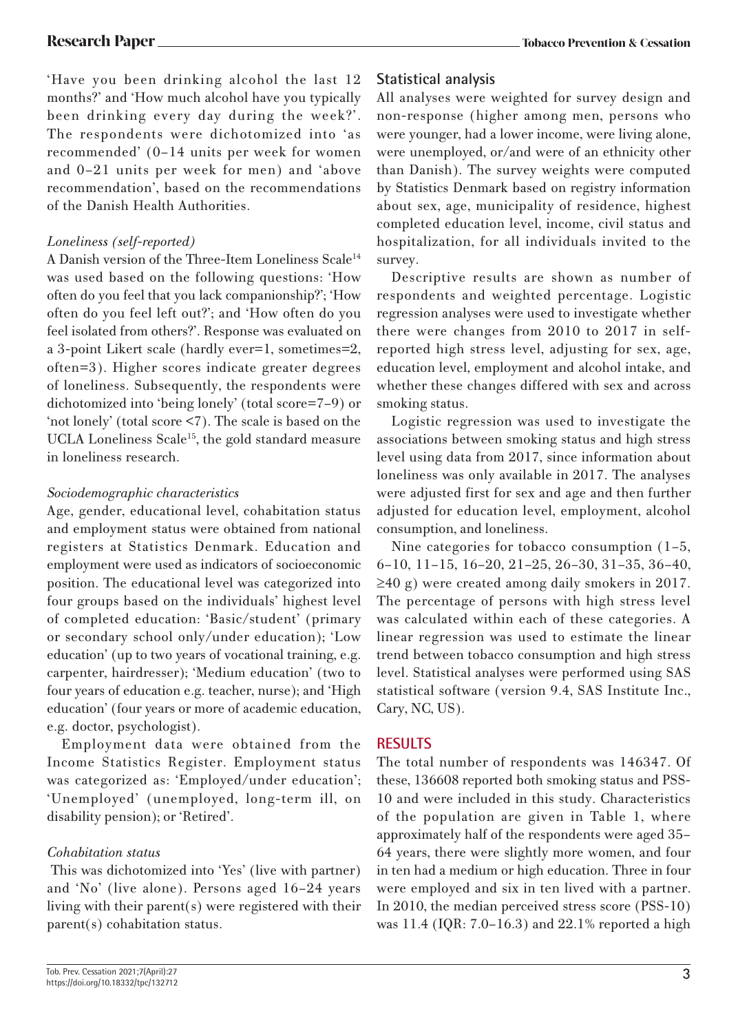'Have you been drinking alcohol the last 12 months?' and 'How much alcohol have you typically been drinking every day during the week?'. The respondents were dichotomized into 'as recommended' (0–14 units per week for women and 0–21 units per week for men) and 'above recommendation', based on the recommendations of the Danish Health Authorities.

*Loneliness (self-reported)*

A Danish version of the Three-Item Loneliness Scale[14] was used based on the following questions: 'How often do you feel that you lack companionship?'; 'How often do you feel left out?'; and 'How often do you feel isolated from others?'. Response was evaluated on a 3-point Likert scale (hardly ever=1, sometimes=2, often=3). Higher scores indicate greater degrees of loneliness. Subsequently, the respondents were dichotomized into 'being lonely' (total score=7–9) or 'not lonely' (total score <7). The scale is based on the UCLA Loneliness Scale[15], the gold standard measure in loneliness research.

*Sociodemographic characteristics*

Age, gender, educational level, cohabitation status and employment status were obtained from national registers at Statistics Denmark. Education and employment were used as indicators of socioeconomic position. The educational level was categorized into four groups based on the individuals' highest level of completed education: 'Basic/student' (primary or secondary school only/under education); 'Low education' (up to two years of vocational training, e.g. carpenter, hairdresser); 'Medium education' (two to four years of education e.g. teacher, nurse); and 'High education' (four years or more of academic education, e.g. doctor, psychologist).

Employment data were obtained from the Income Statistics Register. Employment status was categorized as: 'Employed/under education'; 'Unemployed' (unemployed, long-term ill, on disability pension); or 'Retired'.

*Cohabitation status*

This was dichotomized into 'Yes' (live with partner) and 'No' (live alone). Persons aged 16–24 years living with their parent(s) were registered with their parent(s) cohabitation status.

## Statistical analysis

All analyses were weighted for survey design and non-response (higher among men, persons who were younger, had a lower income, were living alone, were unemployed, or/and were of an ethnicity other than Danish). The survey weights were computed by Statistics Denmark based on registry information about sex, age, municipality of residence, highest completed education level, income, civil status and hospitalization, for all individuals invited to the survey.

Descriptive results are shown as number of respondents and weighted percentage. Logistic regression analyses were used to investigate whether there were changes from 2010 to 2017 in self-reported high stress level, adjusting for sex, age, education level, employment and alcohol intake, and whether these changes differed with sex and across smoking status.

Logistic regression was used to investigate the associations between smoking status and high stress level using data from 2017, since information about loneliness was only available in 2017. The analyses were adjusted first for sex and age and then further adjusted for education level, employment, alcohol consumption, and loneliness.

Nine categories for tobacco consumption (1–5, 6–10, 11–15, 16–20, 21–25, 26–30, 31–35, 36–40, ≥40 g) were created among daily smokers in 2017. The percentage of persons with high stress level was calculated within each of these categories. A linear regression was used to estimate the linear trend between tobacco consumption and high stress level. Statistical analyses were performed using SAS statistical software (version 9.4, SAS Institute Inc., Cary, NC, US).

## RESULTS

The total number of respondents was 146347. Of these, 136608 reported both smoking status and PSS-10 and were included in this study. Characteristics of the population are given in Table 1, where approximately half of the respondents were aged 35–64 years, there were slightly more women, and four in ten had a medium or high education. Three in four were employed and six in ten lived with a partner. In 2010, the median perceived stress score (PSS-10) was 11.4 (IQR: 7.0–16.3) and 22.1% reported a high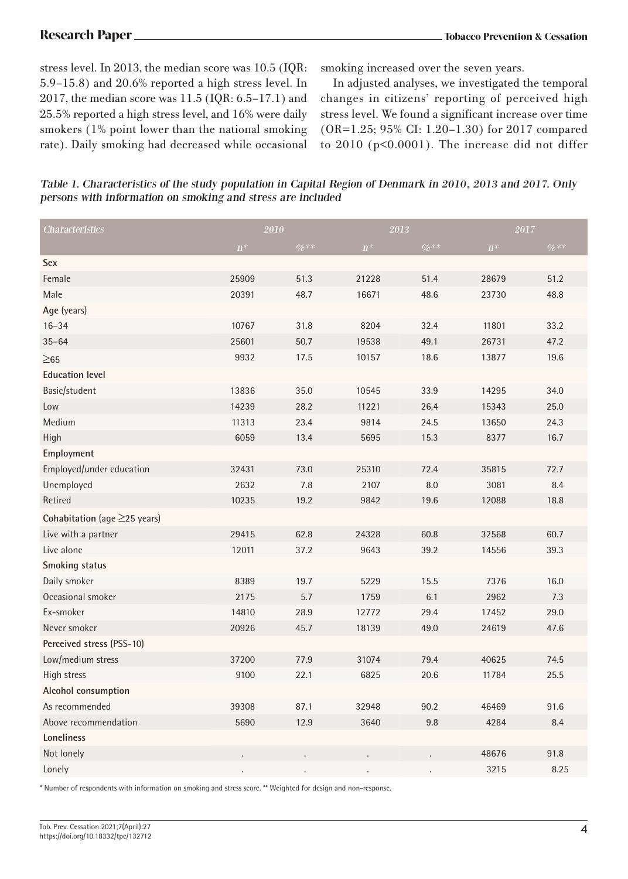stress level. In 2013, the median score was 10.5 (IQR: 5.9–15.8) and 20.6% reported a high stress level. In 2017, the median score was 11.5 (IQR: 6.5–17.1) and 25.5% reported a high stress level, and 16% were daily smokers (1% point lower than the national smoking rate). Daily smoking had decreased while occasional smoking increased over the seven years.

In adjusted analyses, we investigated the temporal changes in citizens' reporting of perceived high stress level. We found a significant increase over time (OR=1.25; 95% CI: 1.20–1.30) for 2017 compared to 2010 ($p<0.0001$). The increase did not differ

*Table 1. Characteristics of the study population in Capital Region of Denmark in 2010, 2013 and 2017. Only persons with information on smoking and stress are included*

| Characteristics | 2010 | | 2013 | | 2017 | |
|---|---|---|---|---|---|---|
| | n* | %** | n* | %** | n* | %** |
| **Sex** | | | | | | |
| Female | 25909 | 51.3 | 21228 | 51.4 | 28679 | 51.2 |
| Male | 20391 | 48.7 | 16671 | 48.6 | 23730 | 48.8 |
| **Age** (years) | | | | | | |
| 16–34 | 10767 | 31.8 | 8204 | 32.4 | 11801 | 33.2 |
| 35–64 | 25601 | 50.7 | 19538 | 49.1 | 26731 | 47.2 |
| ≥65 | 9932 | 17.5 | 10157 | 18.6 | 13877 | 19.6 |
| **Education level** | | | | | | |
| Basic/student | 13836 | 35.0 | 10545 | 33.9 | 14295 | 34.0 |
| Low | 14239 | 28.2 | 11221 | 26.4 | 15343 | 25.0 |
| Medium | 11313 | 23.4 | 9814 | 24.5 | 13650 | 24.3 |
| High | 6059 | 13.4 | 5695 | 15.3 | 8377 | 16.7 |
| **Employment** | | | | | | |
| Employed/under education | 32431 | 73.0 | 25310 | 72.4 | 35815 | 72.7 |
| Unemployed | 2632 | 7.8 | 2107 | 8.0 | 3081 | 8.4 |
| Retired | 10235 | 19.2 | 9842 | 19.6 | 12088 | 18.8 |
| **Cohabitation** (age ≥25 years) | | | | | | |
| Live with a partner | 29415 | 62.8 | 24328 | 60.8 | 32568 | 60.7 |
| Live alone | 12011 | 37.2 | 9643 | 39.2 | 14556 | 39.3 |
| **Smoking status** | | | | | | |
| Daily smoker | 8389 | 19.7 | 5229 | 15.5 | 7376 | 16.0 |
| Occasional smoker | 2175 | 5.7 | 1759 | 6.1 | 2962 | 7.3 |
| Ex-smoker | 14810 | 28.9 | 12772 | 29.4 | 17452 | 29.0 |
| Never smoker | 20926 | 45.7 | 18139 | 49.0 | 24619 | 47.6 |
| **Perceived stress** (PSS-10) | | | | | | |
| Low/medium stress | 37200 | 77.9 | 31074 | 79.4 | 40625 | 74.5 |
| High stress | 9100 | 22.1 | 6825 | 20.6 | 11784 | 25.5 |
| **Alcohol consumption** | | | | | | |
| As recommended | 39308 | 87.1 | 32948 | 90.2 | 46469 | 91.6 |
| Above recommendation | 5690 | 12.9 | 3640 | 9.8 | 4284 | 8.4 |
| **Loneliness** | | | | | | |
| Not lonely | . | . | . | . | 48676 | 91.8 |
| Lonely | . | . | . | . | 3215 | 8.25 |

\* Number of respondents with information on smoking and stress score. ** Weighted for design and non-response.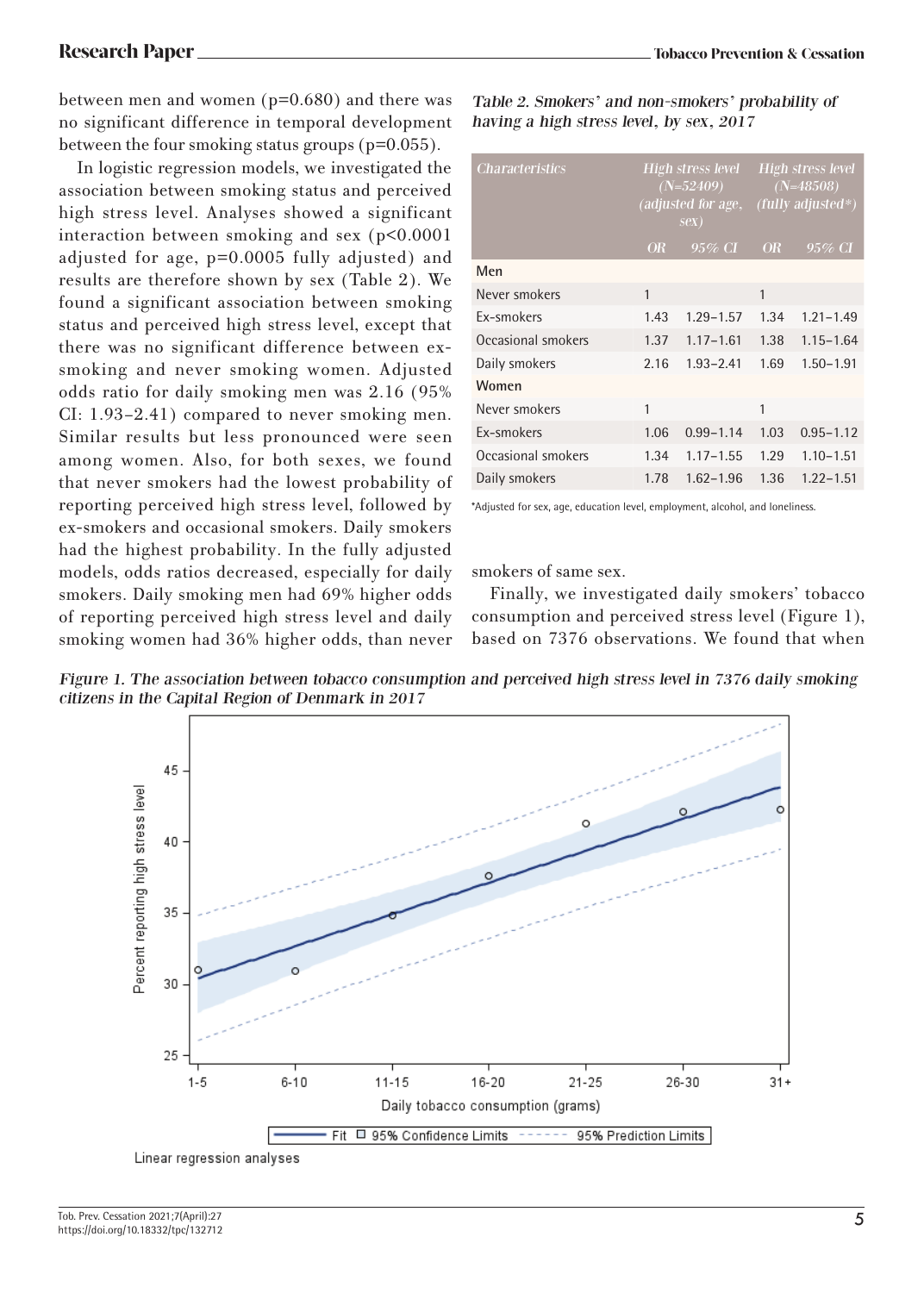between men and women (p=0.680) and there was no significant difference in temporal development between the four smoking status groups (p=0.055).

In logistic regression models, we investigated the association between smoking status and perceived high stress level. Analyses showed a significant interaction between smoking and sex (p<0.0001 adjusted for age, p=0.0005 fully adjusted) and results are therefore shown by sex (Table 2). We found a significant association between smoking status and perceived high stress level, except that there was no significant difference between ex-smoking and never smoking women. Adjusted odds ratio for daily smoking men was 2.16 (95% CI: 1.93–2.41) compared to never smoking men. Similar results but less pronounced were seen among women. Also, for both sexes, we found that never smokers had the lowest probability of reporting perceived high stress level, followed by ex-smokers and occasional smokers. Daily smokers had the highest probability. In the fully adjusted models, odds ratios decreased, especially for daily smokers. Daily smoking men had 69% higher odds of reporting perceived high stress level and daily smoking women had 36% higher odds, than never smokers of same sex.

*Table 2. Smokers' and non-smokers' probability of having a high stress level, by sex, 2017*

| Characteristics | High stress level (N=52409) (adjusted for age, sex) | | High stress level (N=48508) (fully adjusted*) | |
|---|---|---|---|---|
| | OR | 95% CI | OR | 95% CI |
| **Men** | | | | |
| Never smokers | 1 | | 1 | |
| Ex-smokers | 1.43 | 1.29–1.57 | 1.34 | 1.21–1.49 |
| Occasional smokers | 1.37 | 1.17–1.61 | 1.38 | 1.15–1.64 |
| Daily smokers | 2.16 | 1.93–2.41 | 1.69 | 1.50–1.91 |
| **Women** | | | | |
| Never smokers | 1 | | 1 | |
| Ex-smokers | 1.06 | 0.99–1.14 | 1.03 | 0.95–1.12 |
| Occasional smokers | 1.34 | 1.17–1.55 | 1.29 | 1.10–1.51 |
| Daily smokers | 1.78 | 1.62–1.96 | 1.36 | 1.22–1.51 |

*Adjusted for sex, age, education level, employment, alcohol, and loneliness.

Finally, we investigated daily smokers' tobacco consumption and perceived stress level (Figure 1), based on 7376 observations. We found that when

*Figure 1. The association between tobacco consumption and perceived high stress level in 7376 daily smoking citizens in the Capital Region of Denmark in 2017*

Linear regression analyses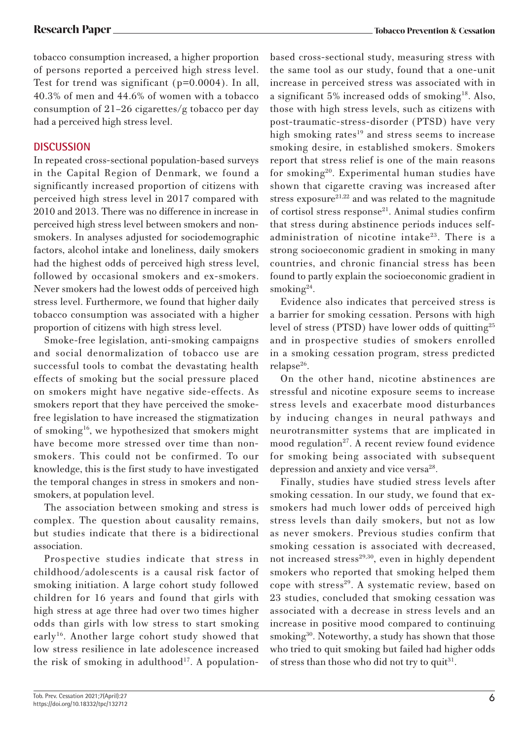tobacco consumption increased, a higher proportion of persons reported a perceived high stress level. Test for trend was significant (p=0.0004). In all, 40.3% of men and 44.6% of women with a tobacco consumption of 21–26 cigarettes/g tobacco per day had a perceived high stress level.

## DISCUSSION

In repeated cross-sectional population-based surveys in the Capital Region of Denmark, we found a significantly increased proportion of citizens with perceived high stress level in 2017 compared with 2010 and 2013. There was no difference in increase in perceived high stress level between smokers and non-smokers. In analyses adjusted for sociodemographic factors, alcohol intake and loneliness, daily smokers had the highest odds of perceived high stress level, followed by occasional smokers and ex-smokers. Never smokers had the lowest odds of perceived high stress level. Furthermore, we found that higher daily tobacco consumption was associated with a higher proportion of citizens with high stress level.

Smoke-free legislation, anti-smoking campaigns and social denormalization of tobacco use are successful tools to combat the devastating health effects of smoking but the social pressure placed on smokers might have negative side-effects. As smokers report that they have perceived the smoke-free legislation to have increased the stigmatization of smoking[16], we hypothesized that smokers might have become more stressed over time than non-smokers. This could not be confirmed. To our knowledge, this is the first study to have investigated the temporal changes in stress in smokers and non-smokers, at population level.

The association between smoking and stress is complex. The question about causality remains, but studies indicate that there is a bidirectional association.

Prospective studies indicate that stress in childhood/adolescents is a causal risk factor of smoking initiation. A large cohort study followed children for 16 years and found that girls with high stress at age three had over two times higher odds than girls with low stress to start smoking early[16]. Another large cohort study showed that low stress resilience in late adolescence increased the risk of smoking in adulthood[17]. A population-based cross-sectional study, measuring stress with the same tool as our study, found that a one-unit increase in perceived stress was associated with in a significant 5% increased odds of smoking[18]. Also, those with high stress levels, such as citizens with post-traumatic-stress-disorder (PTSD) have very high smoking rates[19] and stress seems to increase smoking desire, in established smokers. Smokers report that stress relief is one of the main reasons for smoking[20]. Experimental human studies have shown that cigarette craving was increased after stress exposure[21,22] and was related to the magnitude of cortisol stress response[21]. Animal studies confirm that stress during abstinence periods induces self-administration of nicotine intake[23]. There is a strong socioeconomic gradient in smoking in many countries, and chronic financial stress has been found to partly explain the socioeconomic gradient in smoking[24].

Evidence also indicates that perceived stress is a barrier for smoking cessation. Persons with high level of stress (PTSD) have lower odds of quitting[25] and in prospective studies of smokers enrolled in a smoking cessation program, stress predicted relapse[26].

On the other hand, nicotine abstinences are stressful and nicotine exposure seems to increase stress levels and exacerbate mood disturbances by inducing changes in neural pathways and neurotransmitter systems that are implicated in mood regulation[27]. A recent review found evidence for smoking being associated with subsequent depression and anxiety and vice versa[28].

Finally, studies have studied stress levels after smoking cessation. In our study, we found that ex-smokers had much lower odds of perceived high stress levels than daily smokers, but not as low as never smokers. Previous studies confirm that smoking cessation is associated with decreased, not increased stress[29,30], even in highly dependent smokers who reported that smoking helped them cope with stress[29]. A systematic review, based on 23 studies, concluded that smoking cessation was associated with a decrease in stress levels and an increase in positive mood compared to continuing smoking[30]. Noteworthy, a study has shown that those who tried to quit smoking but failed had higher odds of stress than those who did not try to quit[31].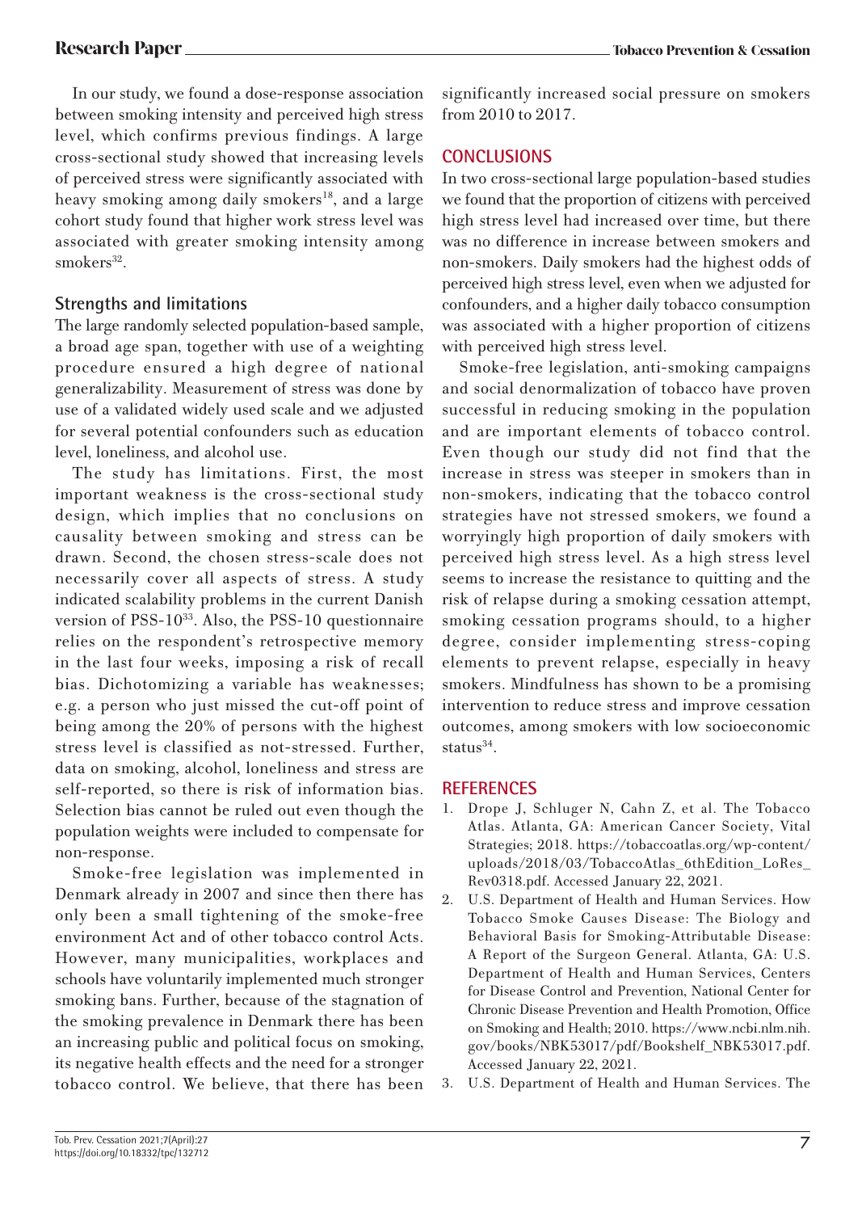In our study, we found a dose-response association between smoking intensity and perceived high stress level, which confirms previous findings. A large cross-sectional study showed that increasing levels of perceived stress were significantly associated with heavy smoking among daily smokers[18], and a large cohort study found that higher work stress level was associated with greater smoking intensity among smokers[32].

### Strengths and limitations

The large randomly selected population-based sample, a broad age span, together with use of a weighting procedure ensured a high degree of national generalizability. Measurement of stress was done by use of a validated widely used scale and we adjusted for several potential confounders such as education level, loneliness, and alcohol use.

The study has limitations. First, the most important weakness is the cross-sectional study design, which implies that no conclusions on causality between smoking and stress can be drawn. Second, the chosen stress-scale does not necessarily cover all aspects of stress. A study indicated scalability problems in the current Danish version of PSS-10[33]. Also, the PSS-10 questionnaire relies on the respondent's retrospective memory in the last four weeks, imposing a risk of recall bias. Dichotomizing a variable has weaknesses; e.g. a person who just missed the cut-off point of being among the 20% of persons with the highest stress level is classified as not-stressed. Further, data on smoking, alcohol, loneliness and stress are self-reported, so there is risk of information bias. Selection bias cannot be ruled out even though the population weights were included to compensate for non-response.

Smoke-free legislation was implemented in Denmark already in 2007 and since then there has only been a small tightening of the smoke-free environment Act and of other tobacco control Acts. However, many municipalities, workplaces and schools have voluntarily implemented much stronger smoking bans. Further, because of the stagnation of the smoking prevalence in Denmark there has been an increasing public and political focus on smoking, its negative health effects and the need for a stronger tobacco control. We believe, that there has been significantly increased social pressure on smokers from 2010 to 2017.

## CONCLUSIONS

In two cross-sectional large population-based studies we found that the proportion of citizens with perceived high stress level had increased over time, but there was no difference in increase between smokers and non-smokers. Daily smokers had the highest odds of perceived high stress level, even when we adjusted for confounders, and a higher daily tobacco consumption was associated with a higher proportion of citizens with perceived high stress level.

Smoke-free legislation, anti-smoking campaigns and social denormalization of tobacco have proven successful in reducing smoking in the population and are important elements of tobacco control. Even though our study did not find that the increase in stress was steeper in smokers than in non-smokers, indicating that the tobacco control strategies have not stressed smokers, we found a worryingly high proportion of daily smokers with perceived high stress level. As a high stress level seems to increase the resistance to quitting and the risk of relapse during a smoking cessation attempt, smoking cessation programs should, to a higher degree, consider implementing stress-coping elements to prevent relapse, especially in heavy smokers. Mindfulness has shown to be a promising intervention to reduce stress and improve cessation outcomes, among smokers with low socioeconomic status[34].

## REFERENCES

1. Drope J, Schluger N, Cahn Z, et al. The Tobacco Atlas. Atlanta, GA: American Cancer Society, Vital Strategies; 2018. https://tobaccoatlas.org/wp-content/uploads/2018/03/TobaccoAtlas_6thEdition_LoRes_Rev0318.pdf. Accessed January 22, 2021.
2. U.S. Department of Health and Human Services. How Tobacco Smoke Causes Disease: The Biology and Behavioral Basis for Smoking-Attributable Disease: A Report of the Surgeon General. Atlanta, GA: U.S. Department of Health and Human Services, Centers for Disease Control and Prevention, National Center for Chronic Disease Prevention and Health Promotion, Office on Smoking and Health; 2010. https://www.ncbi.nlm.nih.gov/books/NBK53017/pdf/Bookshelf_NBK53017.pdf. Accessed January 22, 2021.
3. U.S. Department of Health and Human Services. The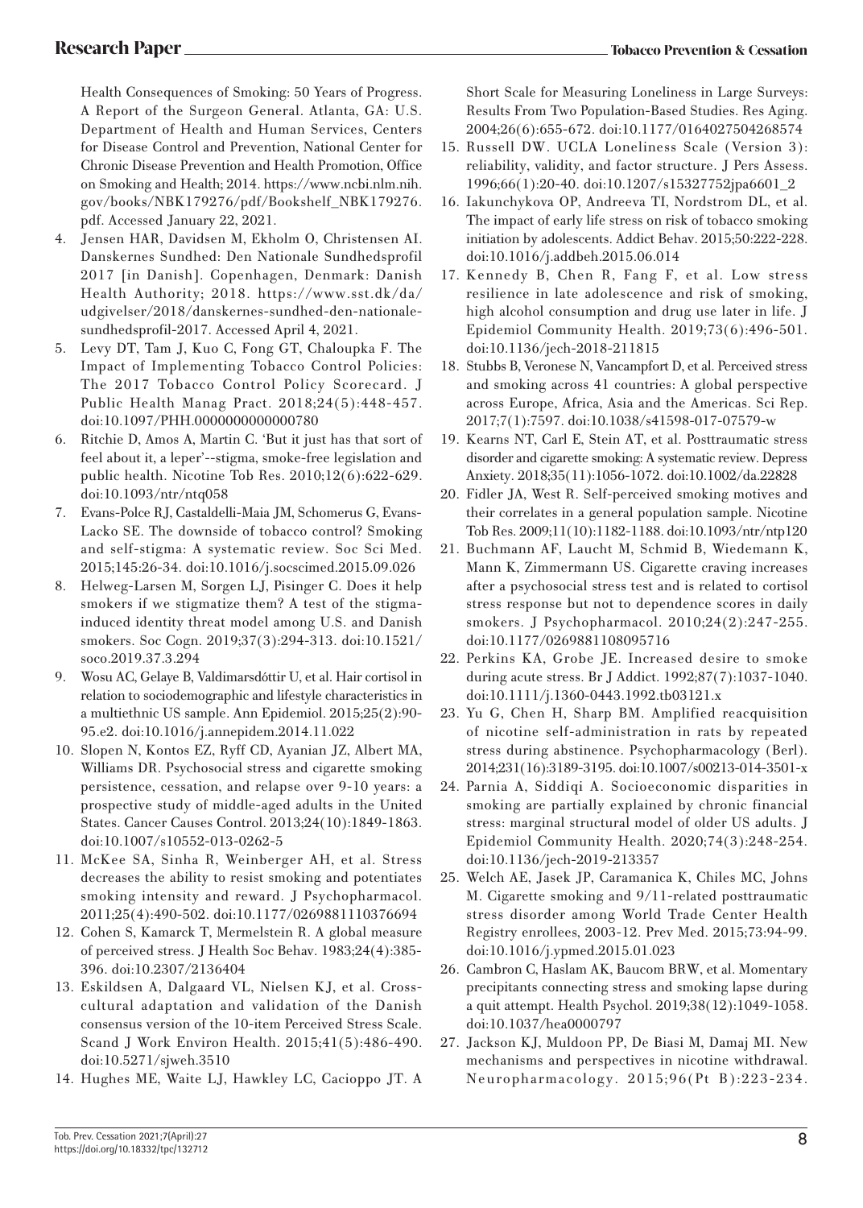Health Consequences of Smoking: 50 Years of Progress. A Report of the Surgeon General. Atlanta, GA: U.S. Department of Health and Human Services, Centers for Disease Control and Prevention, National Center for Chronic Disease Prevention and Health Promotion, Office on Smoking and Health; 2014. https://www.ncbi.nlm.nih.gov/books/NBK179276/pdf/Bookshelf_NBK179276.pdf. Accessed January 22, 2021.

4. Jensen HAR, Davidsen M, Ekholm O, Christensen AI. Danskernes Sundhed: Den Nationale Sundhedsprofil 2017 [in Danish]. Copenhagen, Denmark: Danish Health Authority; 2018. https://www.sst.dk/da/udgivelser/2018/danskernes-sundhed-den-nationale-sundhedsprofil-2017. Accessed April 4, 2021.
5. Levy DT, Tam J, Kuo C, Fong GT, Chaloupka F. The Impact of Implementing Tobacco Control Policies: The 2017 Tobacco Control Policy Scorecard. J Public Health Manag Pract. 2018;24(5):448-457. doi:10.1097/PHH.0000000000000780
6. Ritchie D, Amos A, Martin C. 'But it just has that sort of feel about it, a leper'--stigma, smoke-free legislation and public health. Nicotine Tob Res. 2010;12(6):622-629. doi:10.1093/ntr/ntq058
7. Evans-Polce RJ, Castaldelli-Maia JM, Schomerus G, Evans-Lacko SE. The downside of tobacco control? Smoking and self-stigma: A systematic review. Soc Sci Med. 2015;145:26-34. doi:10.1016/j.socscimed.2015.09.026
8. Helweg-Larsen M, Sorgen LJ, Pisinger C. Does it help smokers if we stigmatize them? A test of the stigma-induced identity threat model among U.S. and Danish smokers. Soc Cogn. 2019;37(3):294-313. doi:10.1521/soco.2019.37.3.294
9. Wosu AC, Gelaye B, Valdimarsdóttir U, et al. Hair cortisol in relation to sociodemographic and lifestyle characteristics in a multiethnic US sample. Ann Epidemiol. 2015;25(2):90-95.e2. doi:10.1016/j.annepidem.2014.11.022
10. Slopen N, Kontos EZ, Ryff CD, Ayanian JZ, Albert MA, Williams DR. Psychosocial stress and cigarette smoking persistence, cessation, and relapse over 9-10 years: a prospective study of middle-aged adults in the United States. Cancer Causes Control. 2013;24(10):1849-1863. doi:10.1007/s10552-013-0262-5
11. McKee SA, Sinha R, Weinberger AH, et al. Stress decreases the ability to resist smoking and potentiates smoking intensity and reward. J Psychopharmacol. 2011;25(4):490-502. doi:10.1177/0269881110376694
12. Cohen S, Kamarck T, Mermelstein R. A global measure of perceived stress. J Health Soc Behav. 1983;24(4):385-396. doi:10.2307/2136404
13. Eskildsen A, Dalgaard VL, Nielsen KJ, et al. Cross-cultural adaptation and validation of the Danish consensus version of the 10-item Perceived Stress Scale. Scand J Work Environ Health. 2015;41(5):486-490. doi:10.5271/sjweh.3510
14. Hughes ME, Waite LJ, Hawkley LC, Cacioppo JT. A Short Scale for Measuring Loneliness in Large Surveys: Results From Two Population-Based Studies. Res Aging. 2004;26(6):655-672. doi:10.1177/0164027504268574
15. Russell DW. UCLA Loneliness Scale (Version 3): reliability, validity, and factor structure. J Pers Assess. 1996;66(1):20-40. doi:10.1207/s15327752jpa6601_2
16. Iakunchykova OP, Andreeva TI, Nordstrom DL, et al. The impact of early life stress on risk of tobacco smoking initiation by adolescents. Addict Behav. 2015;50:222-228. doi:10.1016/j.addbeh.2015.06.014
17. Kennedy B, Chen R, Fang F, et al. Low stress resilience in late adolescence and risk of smoking, high alcohol consumption and drug use later in life. J Epidemiol Community Health. 2019;73(6):496-501. doi:10.1136/jech-2018-211815
18. Stubbs B, Veronese N, Vancampfort D, et al. Perceived stress and smoking across 41 countries: A global perspective across Europe, Africa, Asia and the Americas. Sci Rep. 2017;7(1):7597. doi:10.1038/s41598-017-07579-w
19. Kearns NT, Carl E, Stein AT, et al. Posttraumatic stress disorder and cigarette smoking: A systematic review. Depress Anxiety. 2018;35(11):1056-1072. doi:10.1002/da.22828
20. Fidler JA, West R. Self-perceived smoking motives and their correlates in a general population sample. Nicotine Tob Res. 2009;11(10):1182-1188. doi:10.1093/ntr/ntp120
21. Buchmann AF, Laucht M, Schmid B, Wiedemann K, Mann K, Zimmermann US. Cigarette craving increases after a psychosocial stress test and is related to cortisol stress response but not to dependence scores in daily smokers. J Psychopharmacol. 2010;24(2):247-255. doi:10.1177/0269881108095716
22. Perkins KA, Grobe JE. Increased desire to smoke during acute stress. Br J Addict. 1992;87(7):1037-1040. doi:10.1111/j.1360-0443.1992.tb03121.x
23. Yu G, Chen H, Sharp BM. Amplified reacquisition of nicotine self-administration in rats by repeated stress during abstinence. Psychopharmacology (Berl). 2014;231(16):3189-3195. doi:10.1007/s00213-014-3501-x
24. Parnia A, Siddiqi A. Socioeconomic disparities in smoking are partially explained by chronic financial stress: marginal structural model of older US adults. J Epidemiol Community Health. 2020;74(3):248-254. doi:10.1136/jech-2019-213357
25. Welch AE, Jasek JP, Caramanica K, Chiles MC, Johns M. Cigarette smoking and 9/11-related posttraumatic stress disorder among World Trade Center Health Registry enrollees, 2003-12. Prev Med. 2015;73:94-99. doi:10.1016/j.ypmed.2015.01.023
26. Cambron C, Haslam AK, Baucom BRW, et al. Momentary precipitants connecting stress and smoking lapse during a quit attempt. Health Psychol. 2019;38(12):1049-1058. doi:10.1037/hea0000797
27. Jackson KJ, Muldoon PP, De Biasi M, Damaj MI. New mechanisms and perspectives in nicotine withdrawal. Neuropharmacology. 2015;96(Pt B):223-234.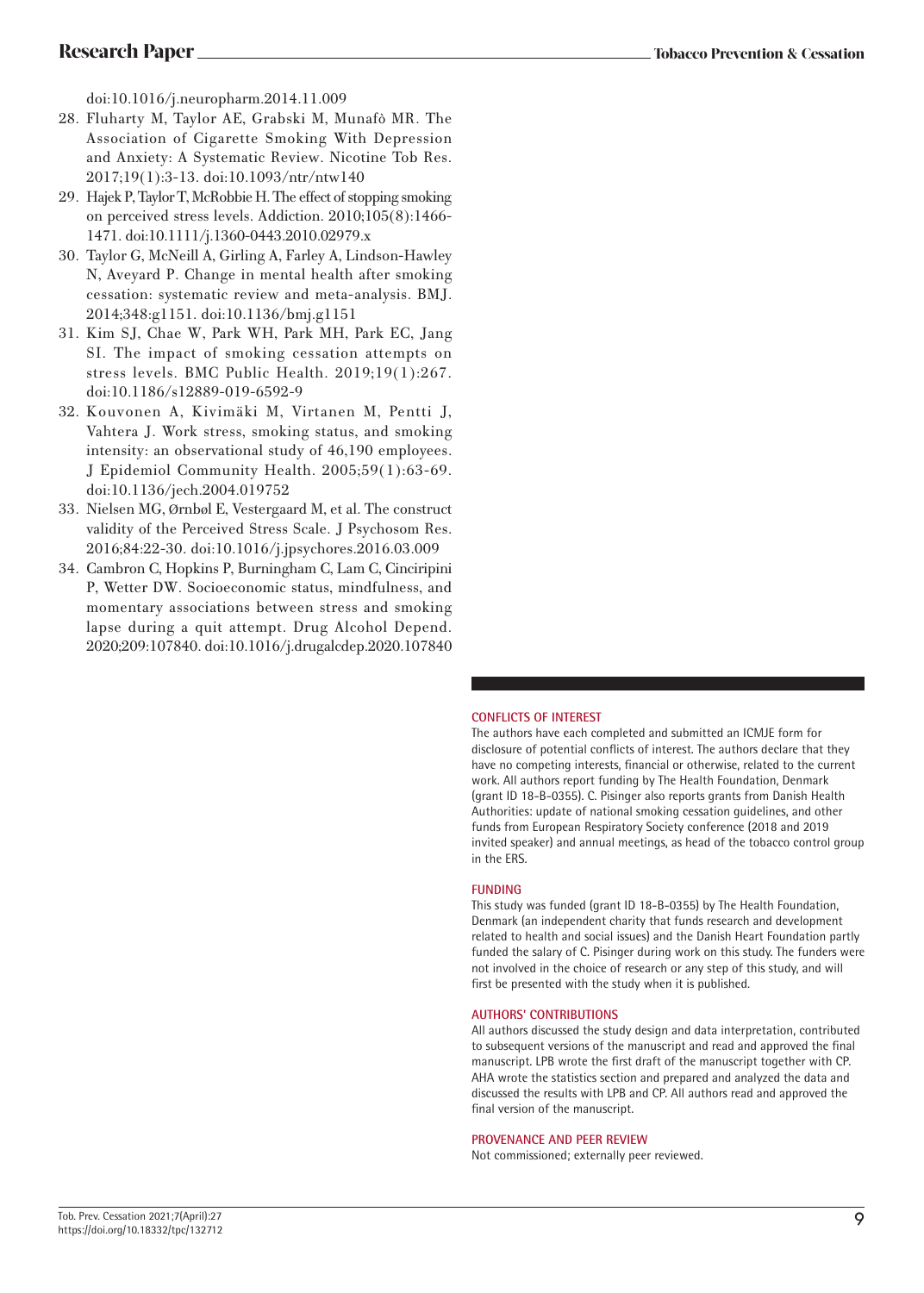doi:10.1016/j.neuropharm.2014.11.009

28. Fluharty M, Taylor AE, Grabski M, Munafò MR. The Association of Cigarette Smoking With Depression and Anxiety: A Systematic Review. Nicotine Tob Res. 2017;19(1):3-13. doi:10.1093/ntr/ntw140
29. Hajek P, Taylor T, McRobbie H. The effect of stopping smoking on perceived stress levels. Addiction. 2010;105(8):1466-1471. doi:10.1111/j.1360-0443.2010.02979.x
30. Taylor G, McNeill A, Girling A, Farley A, Lindson-Hawley N, Aveyard P. Change in mental health after smoking cessation: systematic review and meta-analysis. BMJ. 2014;348:g1151. doi:10.1136/bmj.g1151
31. Kim SJ, Chae W, Park WH, Park MH, Park EC, Jang SI. The impact of smoking cessation attempts on stress levels. BMC Public Health. 2019;19(1):267. doi:10.1186/s12889-019-6592-9
32. Kouvonen A, Kivimäki M, Virtanen M, Pentti J, Vahtera J. Work stress, smoking status, and smoking intensity: an observational study of 46,190 employees. J Epidemiol Community Health. 2005;59(1):63-69. doi:10.1136/jech.2004.019752
33. Nielsen MG, Ørnbøl E, Vestergaard M, et al. The construct validity of the Perceived Stress Scale. J Psychosom Res. 2016;84:22-30. doi:10.1016/j.jpsychores.2016.03.009
34. Cambron C, Hopkins P, Burningham C, Lam C, Cinciripini P, Wetter DW. Socioeconomic status, mindfulness, and momentary associations between stress and smoking lapse during a quit attempt. Drug Alcohol Depend. 2020;209:107840. doi:10.1016/j.drugalcdep.2020.107840

### CONFLICTS OF INTEREST

The authors have each completed and submitted an ICMJE form for disclosure of potential conflicts of interest. The authors declare that they have no competing interests, financial or otherwise, related to the current work. All authors report funding by The Health Foundation, Denmark (grant ID 18-B-0355). C. Pisinger also reports grants from Danish Health Authorities: update of national smoking cessation guidelines, and other funds from European Respiratory Society conference (2018 and 2019 invited speaker) and annual meetings, as head of the tobacco control group in the ERS.

### FUNDING

This study was funded (grant ID 18-B-0355) by The Health Foundation, Denmark (an independent charity that funds research and development related to health and social issues) and the Danish Heart Foundation partly funded the salary of C. Pisinger during work on this study. The funders were not involved in the choice of research or any step of this study, and will first be presented with the study when it is published.

### AUTHORS' CONTRIBUTIONS

All authors discussed the study design and data interpretation, contributed to subsequent versions of the manuscript and read and approved the final manuscript. LPB wrote the first draft of the manuscript together with CP. AHA wrote the statistics section and prepared and analyzed the data and discussed the results with LPB and CP. All authors read and approved the final version of the manuscript.

### PROVENANCE AND PEER REVIEW

Not commissioned; externally peer reviewed.